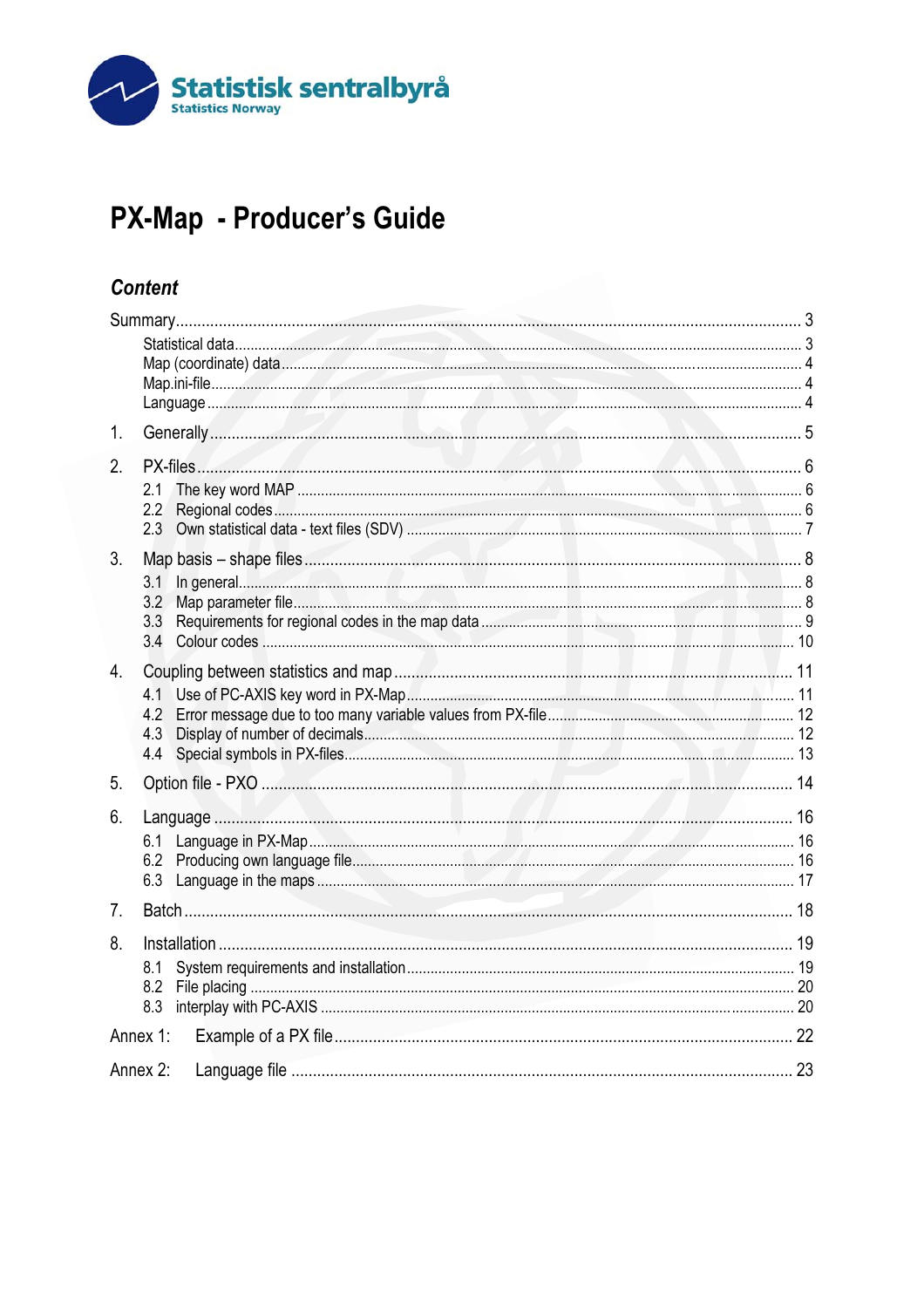Statistisk sentralbyrå
Statistics Norway

# PX-Map - Producer's Guide

## Content

Summary ........ 3
- Statistical data ........ 3
- Map (coordinate) data ........ 4
- Map.ini-file ........ 4
- Language ........ 4

1. Generally ........ 5

2. PX-files ........ 6
   - 2.1 The key word MAP ........ 6
   - 2.2 Regional codes ........ 6
   - 2.3 Own statistical data - text files (SDV) ........ 7

3. Map basis – shape files ........ 8
   - 3.1 In general ........ 8
   - 3.2 Map parameter file ........ 8
   - 3.3 Requirements for regional codes in the map data ........ 9
   - 3.4 Colour codes ........ 10

4. Coupling between statistics and map ........ 11
   - 4.1 Use of PC-AXIS key word in PX-Map ........ 11
   - 4.2 Error message due to too many variable values from PX-file ........ 12
   - 4.3 Display of number of decimals ........ 12
   - 4.4 Special symbols in PX-files ........ 13

5. Option file - PXO ........ 14

6. Language ........ 16
   - 6.1 Language in PX-Map ........ 16
   - 6.2 Producing own language file ........ 16
   - 6.3 Language in the maps ........ 17

7. Batch ........ 18

8. Installation ........ 19
   - 8.1 System requirements and installation ........ 19
   - 8.2 File placing ........ 20
   - 8.3 interplay with PC-AXIS ........ 20

Annex 1: Example of a PX file ........ 22

Annex 2: Language file ........ 23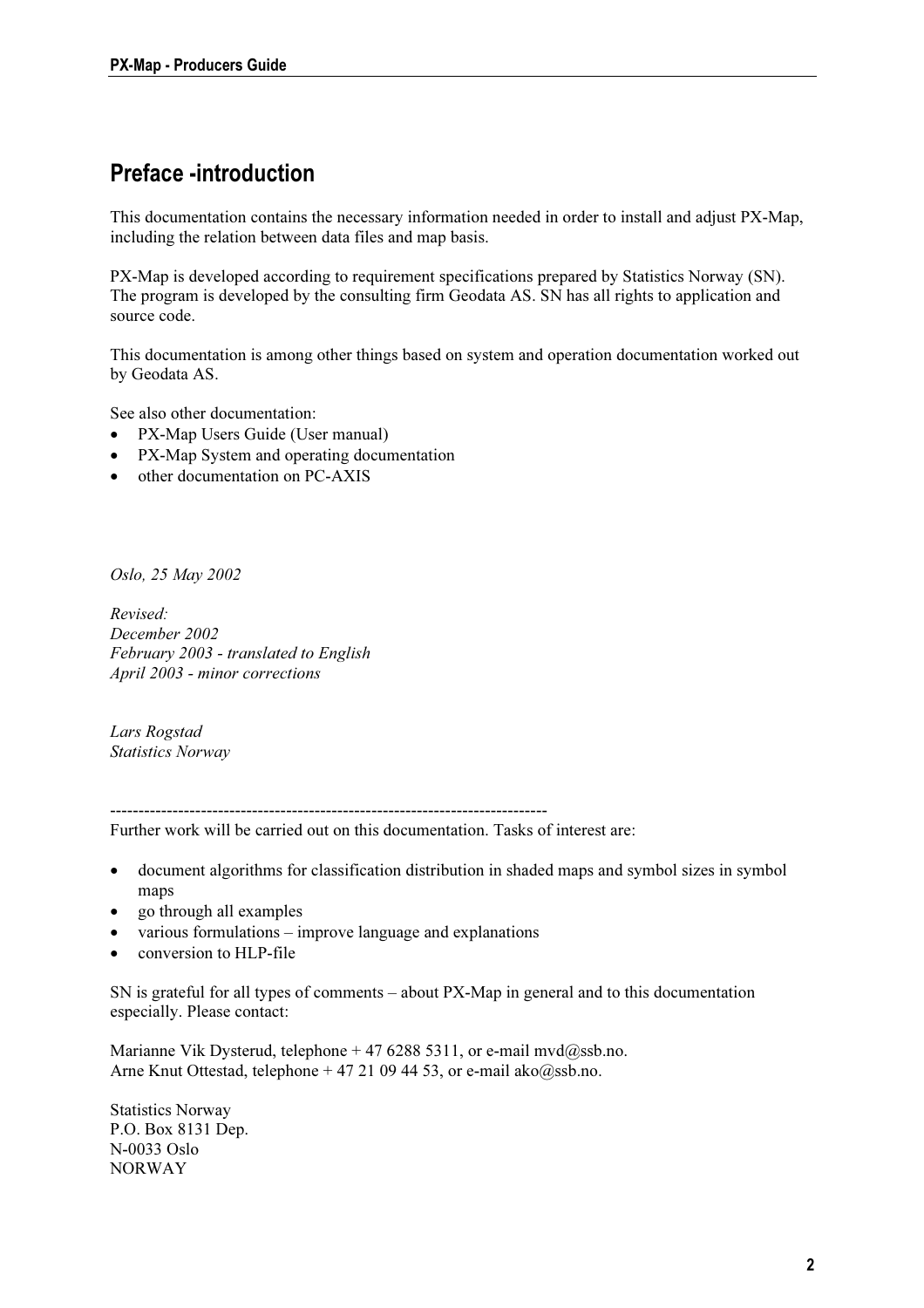# Preface -introduction

This documentation contains the necessary information needed in order to install and adjust PX-Map, including the relation between data files and map basis.

PX-Map is developed according to requirement specifications prepared by Statistics Norway (SN). The program is developed by the consulting firm Geodata AS. SN has all rights to application and source code.

This documentation is among other things based on system and operation documentation worked out by Geodata AS.

See also other documentation:

- PX-Map Users Guide (User manual)
- PX-Map System and operating documentation
- other documentation on PC-AXIS

*Oslo, 25 May 2002*

*Revised:*
*December 2002*
*February 2003 - translated to English*
*April 2003 - minor corrections*

*Lars Rogstad*
*Statistics Norway*

-----------------------------------------------------------------------------

Further work will be carried out on this documentation. Tasks of interest are:

- document algorithms for classification distribution in shaded maps and symbol sizes in symbol maps
- go through all examples
- various formulations – improve language and explanations
- conversion to HLP-file

SN is grateful for all types of comments – about PX-Map in general and to this documentation especially. Please contact:

Marianne Vik Dysterud, telephone + 47 6288 5311, or e-mail mvd@ssb.no.
Arne Knut Ottestad, telephone + 47 21 09 44 53, or e-mail ako@ssb.no.

Statistics Norway
P.O. Box 8131 Dep.
N-0033 Oslo
NORWAY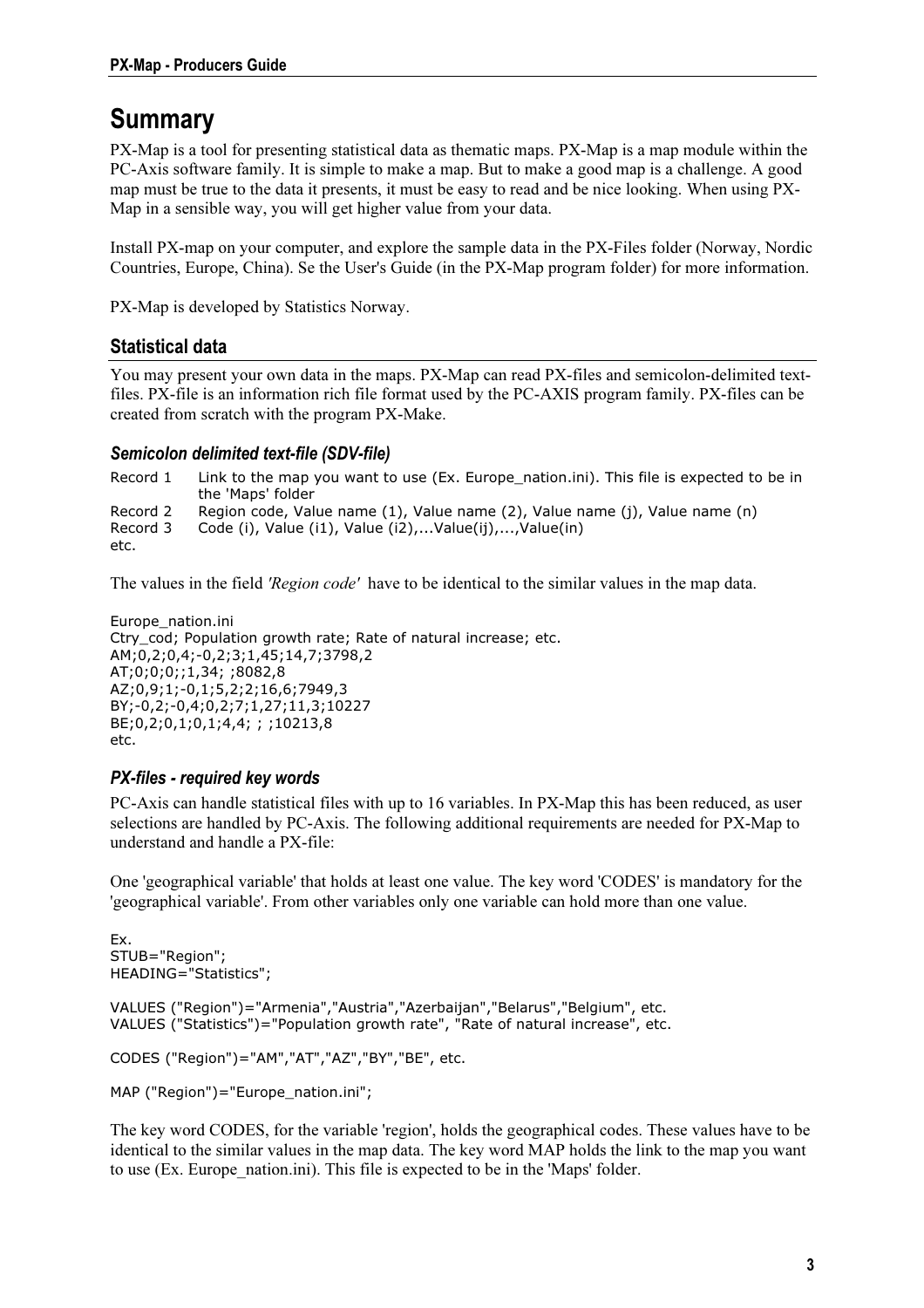# Summary

PX-Map is a tool for presenting statistical data as thematic maps. PX-Map is a map module within the PC-Axis software family. It is simple to make a map. But to make a good map is a challenge. A good map must be true to the data it presents, it must be easy to read and be nice looking. When using PX-Map in a sensible way, you will get higher value from your data.

Install PX-map on your computer, and explore the sample data in the PX-Files folder (Norway, Nordic Countries, Europe, China). Se the User's Guide (in the PX-Map program folder) for more information.

PX-Map is developed by Statistics Norway.

## Statistical data

You may present your own data in the maps. PX-Map can read PX-files and semicolon-delimited text-files. PX-file is an information rich file format used by the PC-AXIS program family. PX-files can be created from scratch with the program PX-Make.

### *Semicolon delimited text-file (SDV-file)*

| | |
|---|---|
| Record 1 | Link to the map you want to use (Ex. Europe_nation.ini). This file is expected to be in the 'Maps' folder |
| Record 2 | Region code, Value name (1), Value name (2), Value name (j), Value name (n) |
| Record 3 | Code (i), Value (i1), Value (i2),...Value(ij),...,Value(in) |
| etc. | |

The values in the field *'Region code'* have to be identical to the similar values in the map data.

```
Europe_nation.ini
Ctry_cod; Population growth rate; Rate of natural increase; etc.
AM;0,2;0,4;-0,2;3;1,45;14,7;3798,2
AT;0;0;0;;1,34; ;8082,8
AZ;0,9;1;-0,1;5,2;2;16,6;7949,3
BY;-0,2;-0,4;0,2;7;1,27;11,3;10227
BE;0,2;0,1;0,1;4,4; ; ;10213,8
etc.
```

### *PX-files - required key words*

PC-Axis can handle statistical files with up to 16 variables. In PX-Map this has been reduced, as user selections are handled by PC-Axis. The following additional requirements are needed for PX-Map to understand and handle a PX-file:

One 'geographical variable' that holds at least one value. The key word 'CODES' is mandatory for the 'geographical variable'. From other variables only one variable can hold more than one value.

```
Ex.
STUB="Region";
HEADING="Statistics";

VALUES ("Region")="Armenia","Austria","Azerbaijan","Belarus","Belgium", etc.
VALUES ("Statistics")="Population growth rate", "Rate of natural increase", etc.

CODES ("Region")="AM","AT","AZ","BY","BE", etc.

MAP ("Region")="Europe_nation.ini";
```

The key word CODES, for the variable 'region', holds the geographical codes. These values have to be identical to the similar values in the map data. The key word MAP holds the link to the map you want to use (Ex. Europe_nation.ini). This file is expected to be in the 'Maps' folder.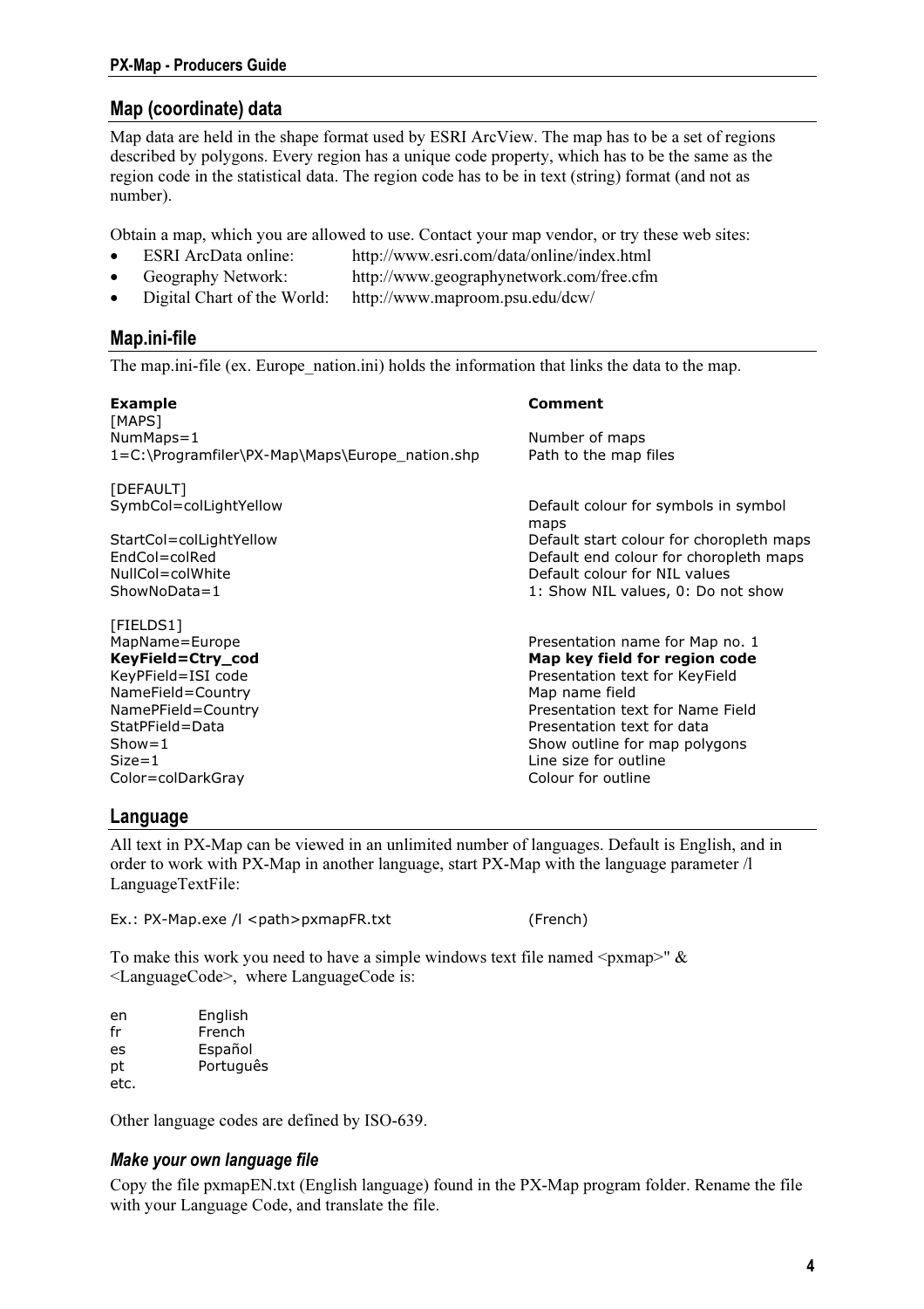## Map (coordinate) data

Map data are held in the shape format used by ESRI ArcView. The map has to be a set of regions described by polygons. Every region has a unique code property, which has to be the same as the region code in the statistical data. The region code has to be in text (string) format (and not as number).

Obtain a map, which you are allowed to use. Contact your map vendor, or try these web sites:

- ESRI ArcData online: http://www.esri.com/data/online/index.html
- Geography Network: http://www.geographynetwork.com/free.cfm
- Digital Chart of the World: http://www.maproom.psu.edu/dcw/

## Map.ini-file

The map.ini-file (ex. Europe_nation.ini) holds the information that links the data to the map.

| **Example** | **Comment** |
|---|---|
| [MAPS] | |
| NumMaps=1 | Number of maps |
| 1=C:\Programfiler\PX-Map\Maps\Europe_nation.shp | Path to the map files |
| | |
| [DEFAULT] | |
| SymbCol=colLightYellow | Default colour for symbols in symbol maps |
| StartCol=colLightYellow | Default start colour for choropleth maps |
| EndCol=colRed | Default end colour for choropleth maps |
| NullCol=colWhite | Default colour for NIL values |
| ShowNoData=1 | 1: Show NIL values, 0: Do not show |
| | |
| [FIELDS1] | |
| MapName=Europe | Presentation name for Map no. 1 |
| **KeyField=Ctry_cod** | **Map key field for region code** |
| KeyPField=ISI code | Presentation text for KeyField |
| NameField=Country | Map name field |
| NamePField=Country | Presentation text for Name Field |
| StatPField=Data | Presentation text for data |
| Show=1 | Show outline for map polygons |
| Size=1 | Line size for outline |
| Color=colDarkGray | Colour for outline |

## Language

All text in PX-Map can be viewed in an unlimited number of languages. Default is English, and in order to work with PX-Map in another language, start PX-Map with the language parameter /l LanguageTextFile:

```
Ex.: PX-Map.exe /l <path>pxmapFR.txt          (French)
```

To make this work you need to have a simple windows text file named <pxmap>" & <LanguageCode>, where LanguageCode is:

```
en      English
fr      French
es      Español
pt      Português
etc.
```

Other language codes are defined by ISO-639.

### *Make your own language file*

Copy the file pxmapEN.txt (English language) found in the PX-Map program folder. Rename the file with your Language Code, and translate the file.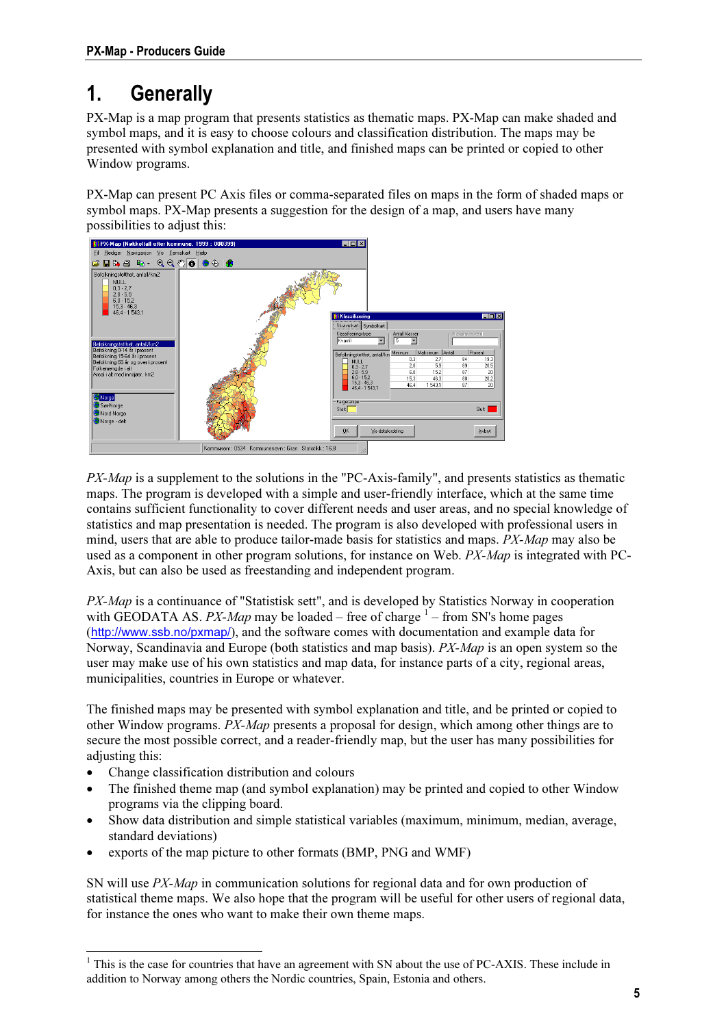# 1. Generally

PX-Map is a map program that presents statistics as thematic maps. PX-Map can make shaded and symbol maps, and it is easy to choose colours and classification distribution. The maps may be presented with symbol explanation and title, and finished maps can be printed or copied to other Window programs.

PX-Map can present PC Axis files or comma-separated files on maps in the form of shaded maps or symbol maps. PX-Map presents a suggestion for the design of a map, and users have many possibilities to adjust this:

*PX-Map* is a supplement to the solutions in the "PC-Axis-family", and presents statistics as thematic maps. The program is developed with a simple and user-friendly interface, which at the same time contains sufficient functionality to cover different needs and user areas, and no special knowledge of statistics and map presentation is needed. The program is also developed with professional users in mind, users that are able to produce tailor-made basis for statistics and maps. *PX-Map* may also be used as a component in other program solutions, for instance on Web. *PX-Map* is integrated with PC-Axis, but can also be used as freestanding and independent program.

*PX-Map* is a continuance of "Statistisk sett", and is developed by Statistics Norway in cooperation with GEODATA AS. *PX-Map* may be loaded – free of charge [1] – from SN's home pages (http://www.ssb.no/pxmap/), and the software comes with documentation and example data for Norway, Scandinavia and Europe (both statistics and map basis). *PX-Map* is an open system so the user may make use of his own statistics and map data, for instance parts of a city, regional areas, municipalities, countries in Europe or whatever.

The finished maps may be presented with symbol explanation and title, and be printed or copied to other Window programs. *PX-Map* presents a proposal for design, which among other things are to secure the most possible correct, and a reader-friendly map, but the user has many possibilities for adjusting this:

- Change classification distribution and colours
- The finished theme map (and symbol explanation) may be printed and copied to other Window programs via the clipping board.
- Show data distribution and simple statistical variables (maximum, minimum, median, average, standard deviations)
- exports of the map picture to other formats (BMP, PNG and WMF)

SN will use *PX-Map* in communication solutions for regional data and for own production of statistical theme maps. We also hope that the program will be useful for other users of regional data, for instance the ones who want to make their own theme maps.

[1] This is the case for countries that have an agreement with SN about the use of PC-AXIS. These include in addition to Norway among others the Nordic countries, Spain, Estonia and others.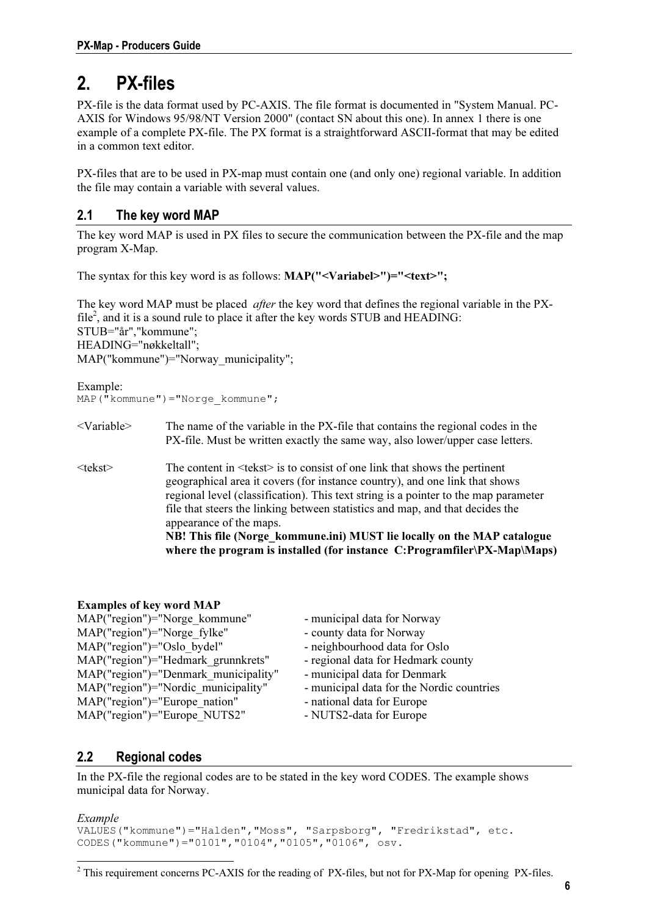# 2. PX-files

PX-file is the data format used by PC-AXIS. The file format is documented in "System Manual. PC-AXIS for Windows 95/98/NT Version 2000" (contact SN about this one). In annex 1 there is one example of a complete PX-file. The PX format is a straightforward ASCII-format that may be edited in a common text editor.

PX-files that are to be used in PX-map must contain one (and only one) regional variable. In addition the file may contain a variable with several values.

## 2.1 The key word MAP

The key word MAP is used in PX files to secure the communication between the PX-file and the map program X-Map.

The syntax for this key word is as follows: **MAP("<Variabel>")="<text>";**

The key word MAP must be placed *after* the key word that defines the regional variable in the PX-file[2], and it is a sound rule to place it after the key words STUB and HEADING:
STUB="år","kommune";
HEADING="nøkkeltall";
MAP("kommune")="Norway_municipality";

Example:

```
MAP("kommune")="Norge_kommune";
```

<Variable> The name of the variable in the PX-file that contains the regional codes in the PX-file. Must be written exactly the same way, also lower/upper case letters.

<tekst> The content in <tekst> is to consist of one link that shows the pertinent geographical area it covers (for instance country), and one link that shows regional level (classification). This text string is a pointer to the map parameter file that steers the linking between statistics and map, and that decides the appearance of the maps.
**NB! This file (Norge_kommune.ini) MUST lie locally on the MAP catalogue where the program is installed (for instance C:Programfiler\PX-Map\Maps)**

**Examples of key word MAP**

| | |
|---|---|
| MAP("region")="Norge_kommune" | - municipal data for Norway |
| MAP("region")="Norge_fylke" | - county data for Norway |
| MAP("region")="Oslo_bydel" | - neighbourhood data for Oslo |
| MAP("region")="Hedmark_grunnkrets" | - regional data for Hedmark county |
| MAP("region")="Denmark_municipality" | - municipal data for Denmark |
| MAP("region")="Nordic_municipality" | - municipal data for the Nordic countries |
| MAP("region")="Europe_nation" | - national data for Europe |
| MAP("region")="Europe_NUTS2" | - NUTS2-data for Europe |

## 2.2 Regional codes

In the PX-file the regional codes are to be stated in the key word CODES. The example shows municipal data for Norway.

*Example*

```
VALUES("kommune")="Halden","Moss", "Sarpsborg", "Fredrikstad", etc.
CODES("kommune")="0101","0104","0105","0106", osv.
```

[2] This requirement concerns PC-AXIS for the reading of PX-files, but not for PX-Map for opening PX-files.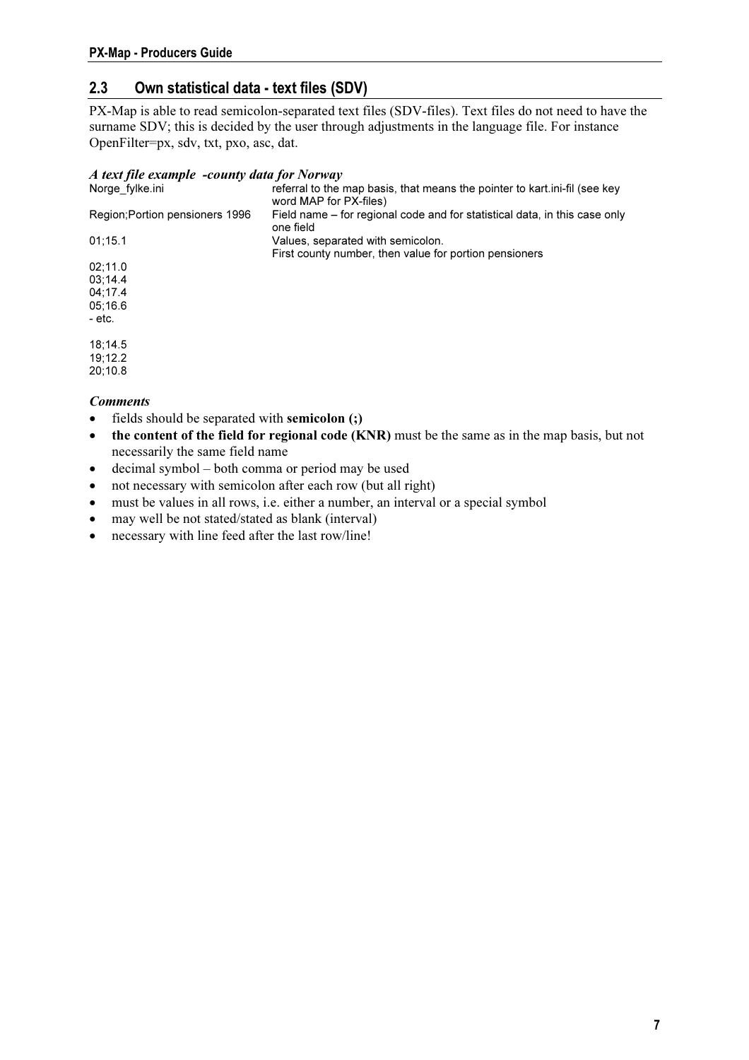## 2.3 Own statistical data - text files (SDV)

PX-Map is able to read semicolon-separated text files (SDV-files). Text files do not need to have the surname SDV; this is decided by the user through adjustments in the language file. For instance OpenFilter=px, sdv, txt, pxo, asc, dat.

### *A text file example -county data for Norway*

| | |
|---|---|
| Norge_fylke.ini | referral to the map basis, that means the pointer to kart.ini-fil (see key word MAP for PX-files) |
| Region;Portion pensioners 1996 | Field name – for regional code and for statistical data, in this case only one field |
| 01;15.1 | Values, separated with semicolon.<br>First county number, then value for portion pensioners |
| 02;11.0 | |
| 03;14.4 | |
| 04;17.4 | |
| 05;16.6 | |
| - etc. | |
| 18;14.5 | |
| 19;12.2 | |
| 20;10.8 | |

### *Comments*

- fields should be separated with **semicolon (;)**
- **the content of the field for regional code (KNR)** must be the same as in the map basis, but not necessarily the same field name
- decimal symbol – both comma or period may be used
- not necessary with semicolon after each row (but all right)
- must be values in all rows, i.e. either a number, an interval or a special symbol
- may well be not stated/stated as blank (interval)
- necessary with line feed after the last row/line!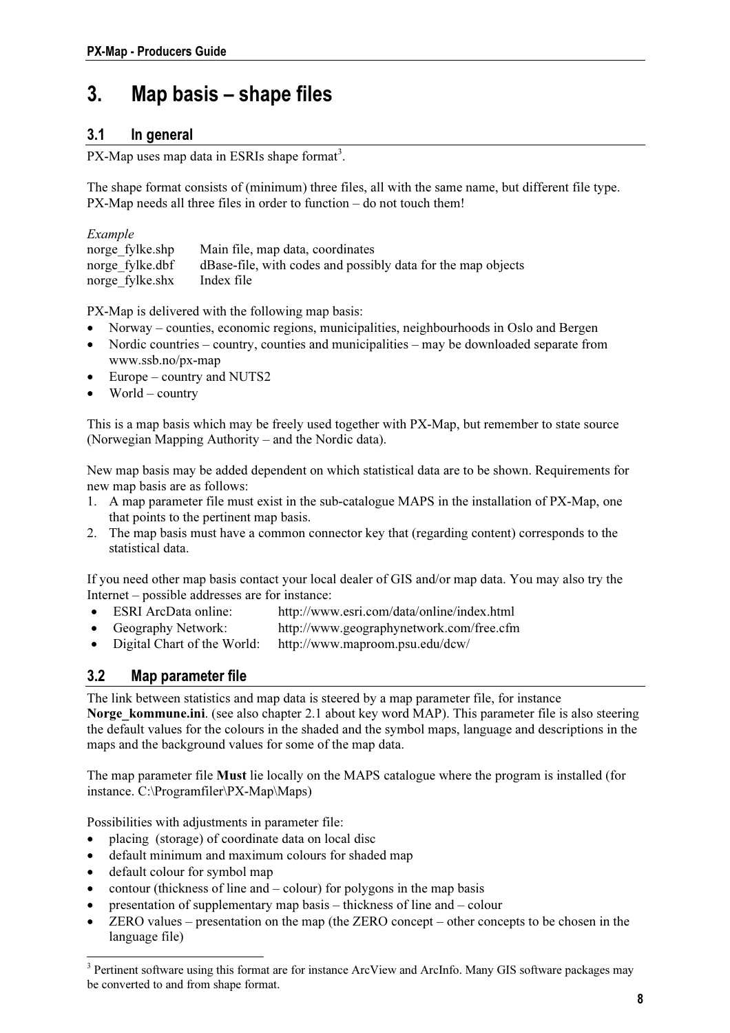# 3. Map basis – shape files

## 3.1 In general

PX-Map uses map data in ESRIs shape format[3].

The shape format consists of (minimum) three files, all with the same name, but different file type. PX-Map needs all three files in order to function – do not touch them!

*Example*

| | |
|---|---|
| norge_fylke.shp | Main file, map data, coordinates |
| norge_fylke.dbf | dBase-file, with codes and possibly data for the map objects |
| norge_fylke.shx | Index file |

PX-Map is delivered with the following map basis:

- Norway – counties, economic regions, municipalities, neighbourhoods in Oslo and Bergen
- Nordic countries – country, counties and municipalities – may be downloaded separate from www.ssb.no/px-map
- Europe – country and NUTS2
- World – country

This is a map basis which may be freely used together with PX-Map, but remember to state source (Norwegian Mapping Authority – and the Nordic data).

New map basis may be added dependent on which statistical data are to be shown. Requirements for new map basis are as follows:

1. A map parameter file must exist in the sub-catalogue MAPS in the installation of PX-Map, one that points to the pertinent map basis.
2. The map basis must have a common connector key that (regarding content) corresponds to the statistical data.

If you need other map basis contact your local dealer of GIS and/or map data. You may also try the Internet – possible addresses are for instance:

- ESRI ArcData online: http://www.esri.com/data/online/index.html
- Geography Network: http://www.geographynetwork.com/free.cfm
- Digital Chart of the World: http://www.maproom.psu.edu/dcw/

## 3.2 Map parameter file

The link between statistics and map data is steered by a map parameter file, for instance **Norge_kommune.ini**. (see also chapter 2.1 about key word MAP). This parameter file is also steering the default values for the colours in the shaded and the symbol maps, language and descriptions in the maps and the background values for some of the map data.

The map parameter file **Must** lie locally on the MAPS catalogue where the program is installed (for instance. C:\Programfiler\PX-Map\Maps)

Possibilities with adjustments in parameter file:

- placing (storage) of coordinate data on local disc
- default minimum and maximum colours for shaded map
- default colour for symbol map
- contour (thickness of line and – colour) for polygons in the map basis
- presentation of supplementary map basis – thickness of line and – colour
- ZERO values – presentation on the map (the ZERO concept – other concepts to be chosen in the language file)

---

[3] Pertinent software using this format are for instance ArcView and ArcInfo. Many GIS software packages may be converted to and from shape format.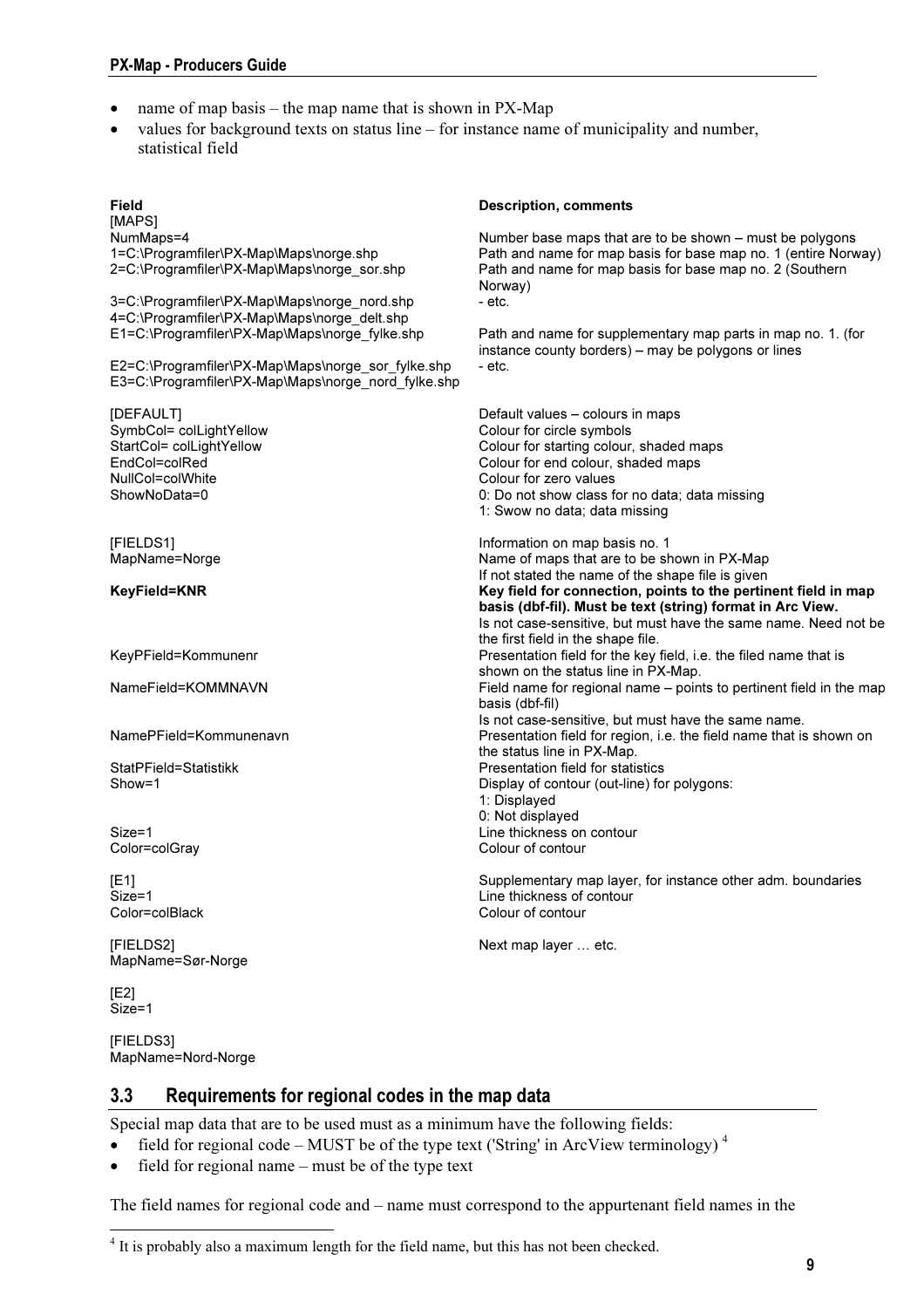- name of map basis – the map name that is shown in PX-Map
- values for background texts on status line – for instance name of municipality and number, statistical field

| Field | Description, comments |
|---|---|
| [MAPS] | |
| NumMaps=4 | Number base maps that are to be shown – must be polygons |
| 1=C:\Programfiler\PX-Map\Maps\norge.shp | Path and name for map basis for base map no. 1 (entire Norway) |
| 2=C:\Programfiler\PX-Map\Maps\norge_sor.shp | Path and name for map basis for base map no. 2 (Southern Norway) |
| 3=C:\Programfiler\PX-Map\Maps\norge_nord.shp | - etc. |
| 4=C:\Programfiler\PX-Map\Maps\norge_delt.shp | |
| E1=C:\Programfiler\PX-Map\Maps\norge_fylke.shp | Path and name for supplementary map parts in map no. 1. (for instance county borders) – may be polygons or lines |
| E2=C:\Programfiler\PX-Map\Maps\norge_sor_fylke.shp | - etc. |
| E3=C:\Programfiler\PX-Map\Maps\norge_nord_fylke.shp | |
| [DEFAULT] | Default values – colours in maps |
| SymbCol= colLightYellow | Colour for circle symbols |
| StartCol= colLightYellow | Colour for starting colour, shaded maps |
| EndCol=colRed | Colour for end colour, shaded maps |
| NullCol=colWhite | Colour for zero values |
| ShowNoData=0 | 0: Do not show class for no data; data missing<br>1: Swow no data; data missing |
| [FIELDS1] | Information on map basis no. 1 |
| MapName=Norge | Name of maps that are to be shown in PX-Map<br>If not stated the name of the shape file is given |
| **KeyField=KNR** | **Key field for connection, points to the pertinent field in map basis (dbf-fil). Must be text (string) format in Arc View.**<br>Is not case-sensitive, but must have the same name. Need not be the first field in the shape file. |
| KeyPField=Kommunenr | Presentation field for the key field, i.e. the filed name that is shown on the status line in PX-Map. |
| NameField=KOMMNAVN | Field name for regional name – points to pertinent field in the map basis (dbf-fil)<br>Is not case-sensitive, but must have the same name. |
| NamePField=Kommunenavn | Presentation field for region, i.e. the field name that is shown on the status line in PX-Map. |
| StatPField=Statistikk | Presentation field for statistics |
| Show=1 | Display of contour (out-line) for polygons:<br>1: Displayed<br>0: Not displayed |
| Size=1 | Line thickness on contour |
| Color=colGray | Colour of contour |
| [E1] | Supplementary map layer, for instance other adm. boundaries |
| Size=1 | Line thickness of contour |
| Color=colBlack | Colour of contour |
| [FIELDS2] | Next map layer … etc. |
| MapName=Sør-Norge | |
| [E2] | |
| Size=1 | |
| [FIELDS3] | |
| MapName=Nord-Norge | |

## 3.3 Requirements for regional codes in the map data

Special map data that are to be used must as a minimum have the following fields:

- field for regional code – MUST be of the type text ('String' in ArcView terminology) [4]
- field for regional name – must be of the type text

The field names for regional code and – name must correspond to the appurtenant field names in the

[4] It is probably also a maximum length for the field name, but this has not been checked.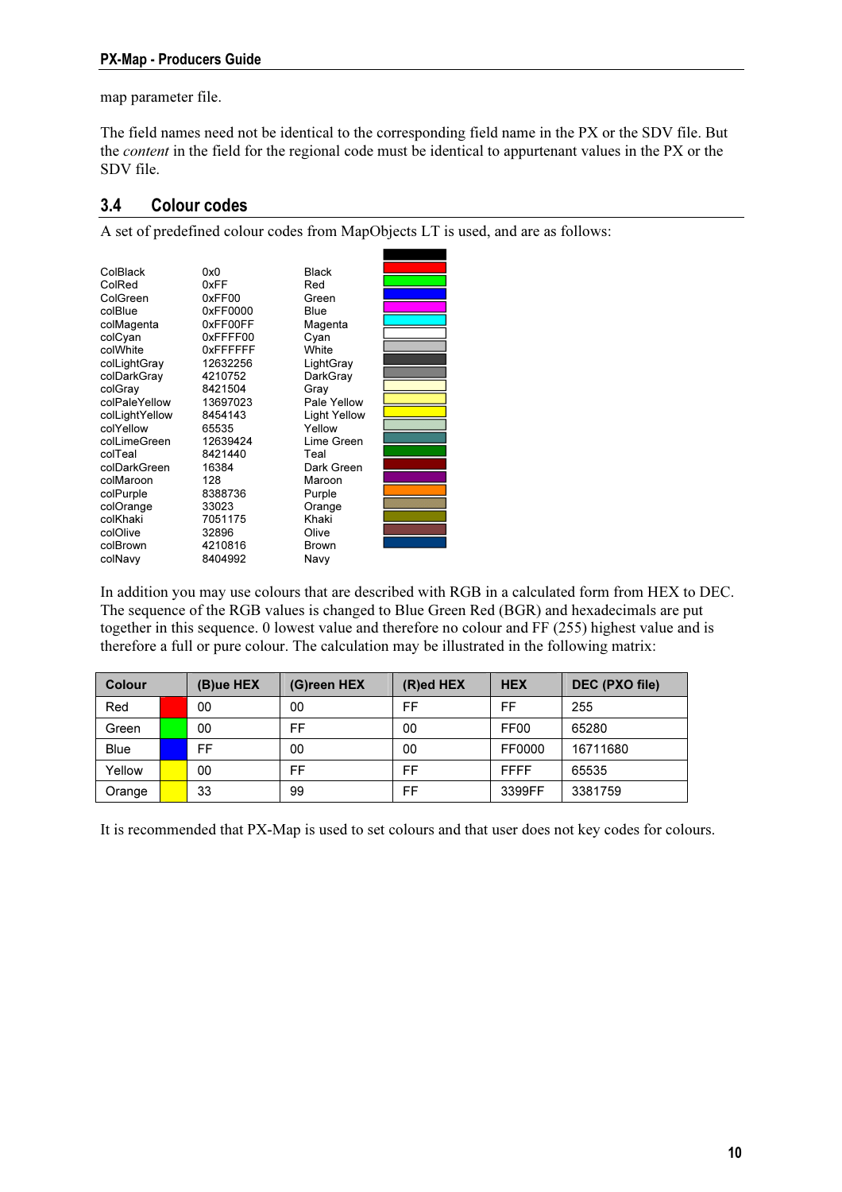map parameter file.

The field names need not be identical to the corresponding field name in the PX or the SDV file. But the *content* in the field for the regional code must be identical to appurtenant values in the PX or the SDV file.

## 3.4 Colour codes

A set of predefined colour codes from MapObjects LT is used, and are as follows:

| | | |
|---|---|---|
| ColBlack | 0x0 | Black |
| ColRed | 0xFF | Red |
| ColGreen | 0xFF00 | Green |
| colBlue | 0xFF0000 | Blue |
| colMagenta | 0xFF00FF | Magenta |
| colCyan | 0xFFFF00 | Cyan |
| colWhite | 0xFFFFFF | White |
| colLightGray | 12632256 | LightGray |
| colDarkGray | 4210752 | DarkGray |
| colGray | 8421504 | Gray |
| colPaleYellow | 13697023 | Pale Yellow |
| colLightYellow | 8454143 | Light Yellow |
| colYellow | 65535 | Yellow |
| colLimeGreen | 12639424 | Lime Green |
| colTeal | 8421440 | Teal |
| colDarkGreen | 16384 | Dark Green |
| colMaroon | 128 | Maroon |
| colPurple | 8388736 | Purple |
| colOrange | 33023 | Orange |
| colKhaki | 7051175 | Khaki |
| colOlive | 32896 | Olive |
| colBrown | 4210816 | Brown |
| colNavy | 8404992 | Navy |

In addition you may use colours that are described with RGB in a calculated form from HEX to DEC. The sequence of the RGB values is changed to Blue Green Red (BGR) and hexadecimals are put together in this sequence. 0 lowest value and therefore no colour and FF (255) highest value and is therefore a full or pure colour. The calculation may be illustrated in the following matrix:

| Colour | (B)ue HEX | (G)reen HEX | (R)ed HEX | HEX | DEC (PXO file) |
|---|---|---|---|---|---|
| Red | 00 | 00 | FF | FF | 255 |
| Green | 00 | FF | 00 | FF00 | 65280 |
| Blue | FF | 00 | 00 | FF0000 | 16711680 |
| Yellow | 00 | FF | FF | FFFF | 65535 |
| Orange | 33 | 99 | FF | 3399FF | 3381759 |

It is recommended that PX-Map is used to set colours and that user does not key codes for colours.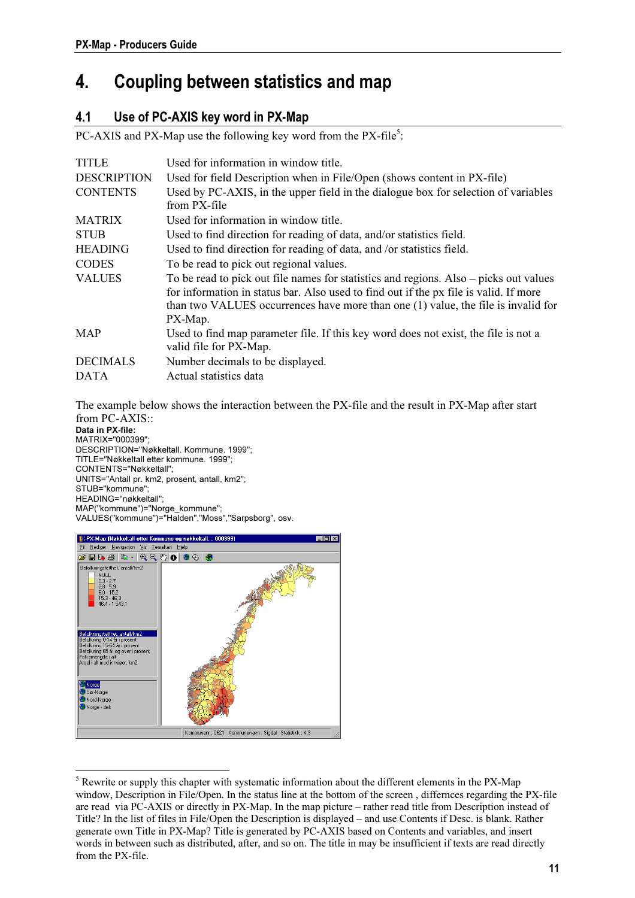# 4. Coupling between statistics and map

## 4.1 Use of PC-AXIS key word in PX-Map

PC-AXIS and PX-Map use the following key word from the PX-file[5]:

| | |
|---|---|
| TITLE | Used for information in window title. |
| DESCRIPTION | Used for field Description when in File/Open (shows content in PX-file) |
| CONTENTS | Used by PC-AXIS, in the upper field in the dialogue box for selection of variables from PX-file |
| MATRIX | Used for information in window title. |
| STUB | Used to find direction for reading of data, and/or statistics field. |
| HEADING | Used to find direction for reading of data, and /or statistics field. |
| CODES | To be read to pick out regional values. |
| VALUES | To be read to pick out file names for statistics and regions. Also – picks out values for information in status bar. Also used to find out if the px file is valid. If more than two VALUES occurrences have more than one (1) value, the file is invalid for PX-Map. |
| MAP | Used to find map parameter file. If this key word does not exist, the file is not a valid file for PX-Map. |
| DECIMALS | Number decimals to be displayed. |
| DATA | Actual statistics data |

The example below shows the interaction between the PX-file and the result in PX-Map after start from PC-AXIS::

**Data in PX-file:**

```
MATRIX="000399";
DESCRIPTION="Nøkkeltall. Kommune. 1999";
TITLE="Nøkkeltall etter kommune. 1999";
CONTENTS="Nøkkeltall";
UNITS="Antall pr. km2, prosent, antall, km2";
STUB="kommune";
HEADING="nøkkeltall";
MAP("kommune")="Norge_kommune";
VALUES("kommune")="Halden","Moss","Sarpsborg", osv.
```

---

[5] Rewrite or supply this chapter with systematic information about the different elements in the PX-Map window, Description in File/Open. In the status line at the bottom of the screen , differnces regarding the PX-file are read via PC-AXIS or directly in PX-Map. In the map picture – rather read title from Description instead of Title? In the list of files in File/Open the Description is displayed – and use Contents if Desc. is blank. Rather generate own Title in PX-Map? Title is generated by PC-AXIS based on Contents and variables, and insert words in between such as distributed, after, and so on. The title in may be insufficient if texts are read directly from the PX-file.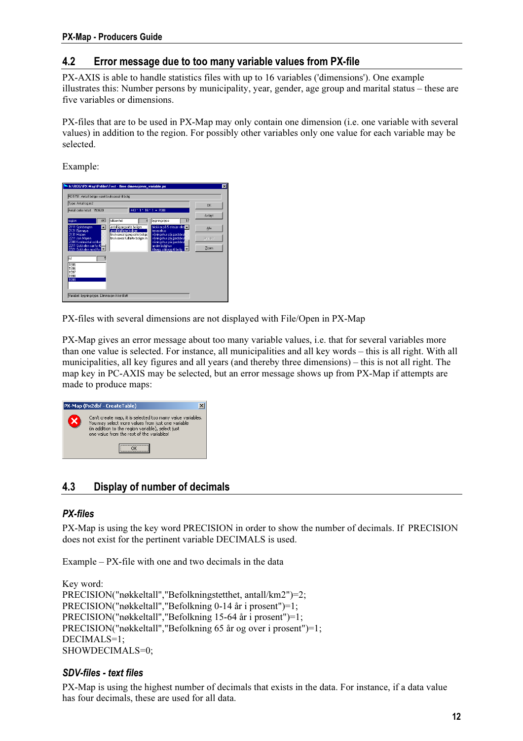## 4.2 Error message due to too many variable values from PX-file

PX-AXIS is able to handle statistics files with up to 16 variables ('dimensions'). One example illustrates this: Number persons by municipality, year, gender, age group and marital status – these are five variables or dimensions.

PX-files that are to be used in PX-Map may only contain one dimension (i.e. one variable with several values) in addition to the region. For possibly other variables only one value for each variable may be selected.

Example:

PX-files with several dimensions are not displayed with File/Open in PX-Map

PX-Map gives an error message about too many variable values, i.e. that for several variables more than one value is selected. For instance, all municipalities and all key words – this is all right. With all municipalities, all key figures and all years (and thereby three dimensions) – this is not all right. The map key in PC-AXIS may be selected, but an error message shows up from PX-Map if attempts are made to produce maps:

## 4.3 Display of number of decimals

### *PX-files*

PX-Map is using the key word PRECISION in order to show the number of decimals. If PRECISION does not exist for the pertinent variable DECIMALS is used.

Example – PX-file with one and two decimals in the data

Key word:
PRECISION("nøkkeltall","Befolkningstetthet, antall/km2")=2;
PRECISION("nøkkeltall","Befolkning 0-14 år i prosent")=1;
PRECISION("nøkkeltall","Befolkning 15-64 år i prosent")=1;
PRECISION("nøkkeltall","Befolkning 65 år og over i prosent")=1;
DECIMALS=1;
SHOWDECIMALS=0;

### *SDV-files - text files*

PX-Map is using the highest number of decimals that exists in the data. For instance, if a data value has four decimals, these are used for all data.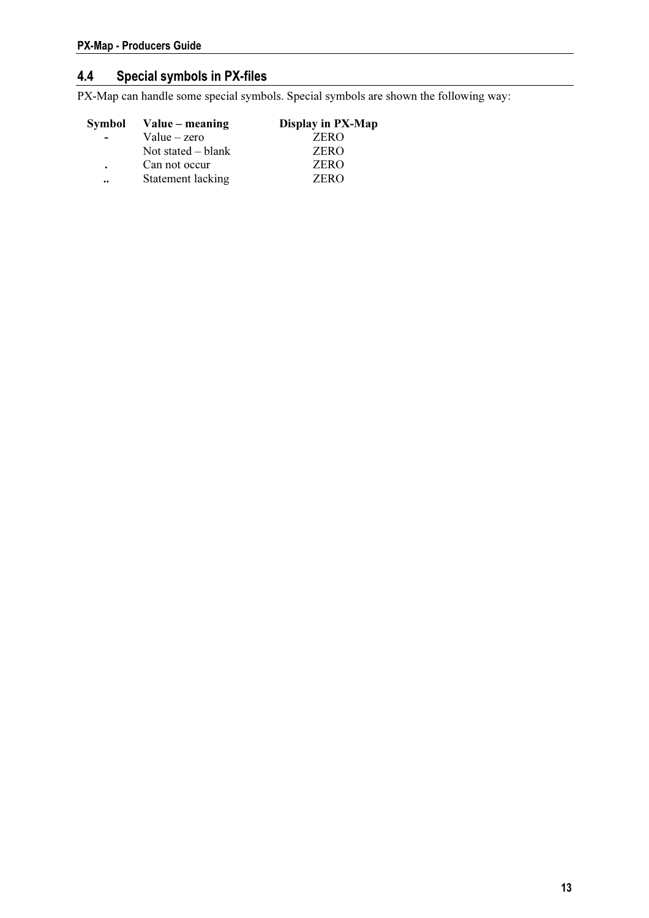## 4.4 Special symbols in PX-files

PX-Map can handle some special symbols. Special symbols are shown the following way:

| Symbol | Value – meaning | Display in PX-Map |
|---|---|---|
| - | Value – zero | ZERO |
| | Not stated – blank | ZERO |
| . | Can not occur | ZERO |
| .. | Statement lacking | ZERO |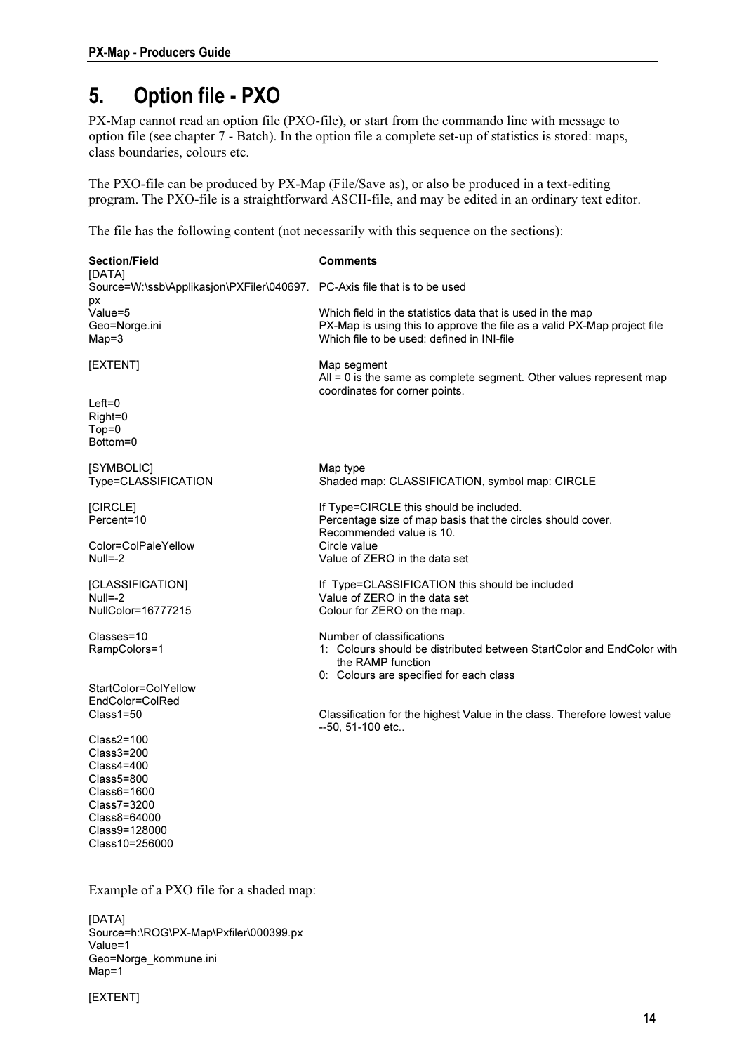# 5. Option file - PXO

PX-Map cannot read an option file (PXO-file), or start from the commando line with message to option file (see chapter 7 - Batch). In the option file a complete set-up of statistics is stored: maps, class boundaries, colours etc.

The PXO-file can be produced by PX-Map (File/Save as), or also be produced in a text-editing program. The PXO-file is a straightforward ASCII-file, and may be edited in an ordinary text editor.

The file has the following content (not necessarily with this sequence on the sections):

| Section/Field | Comments |
|---|---|
| [DATA] | |
| Source=W:\ssb\Applikasjon\PXFiler\040697.px | PC-Axis file that is to be used |
| Value=5 | Which field in the statistics data that is used in the map |
| Geo=Norge.ini | PX-Map is using this to approve the file as a valid PX-Map project file |
| Map=3 | Which file to be used: defined in INI-file |
| [EXTENT] | Map segment<br>All = 0 is the same as complete segment. Other values represent map coordinates for corner points. |
| Left=0 | |
| Right=0 | |
| Top=0 | |
| Bottom=0 | |
| [SYMBOLIC] | Map type |
| Type=CLASSIFICATION | Shaded map: CLASSIFICATION, symbol map: CIRCLE |
| [CIRCLE] | If Type=CIRCLE this should be included. |
| Percent=10 | Percentage size of map basis that the circles should cover. Recommended value is 10. |
| Color=ColPaleYellow | Circle value |
| Null=-2 | Value of ZERO in the data set |
| [CLASSIFICATION] | If Type=CLASSIFICATION this should be included |
| Null=-2 | Value of ZERO in the data set |
| NullColor=16777215 | Colour for ZERO on the map. |
| Classes=10 | Number of classifications |
| RampColors=1 | 1: Colours should be distributed between StartColor and EndColor with the RAMP function<br>0: Colours are specified for each class |
| StartColor=ColYellow | |
| EndColor=ColRed | |
| Class1=50 | Classification for the highest Value in the class. Therefore lowest value --50, 51-100 etc.. |
| Class2=100 | |
| Class3=200 | |
| Class4=400 | |
| Class5=800 | |
| Class6=1600 | |
| Class7=3200 | |
| Class8=64000 | |
| Class9=128000 | |
| Class10=256000 | |

Example of a PXO file for a shaded map:

```
[DATA]
Source=h:\ROG\PX-Map\Pxfiler\000399.px
Value=1
Geo=Norge_kommune.ini
Map=1

[EXTENT]
```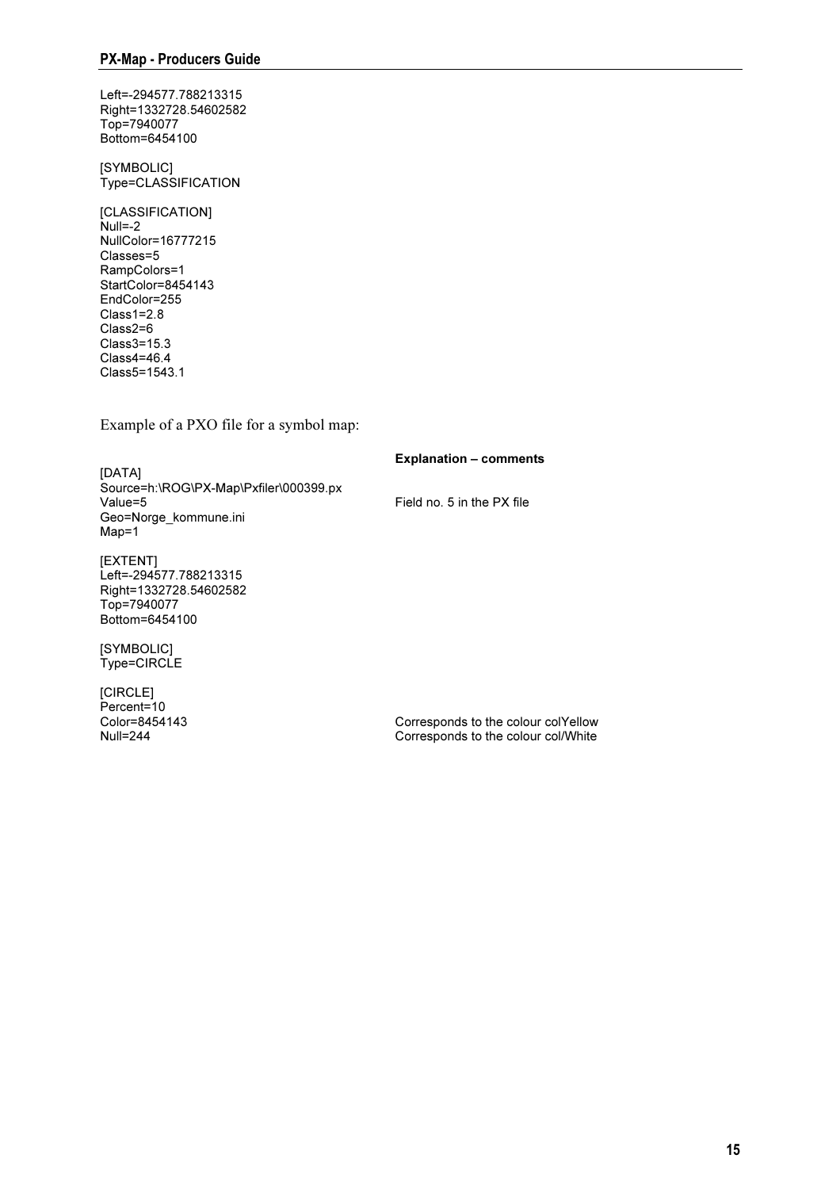```
Left=-294577.788213315
Right=1332728.54602582
Top=7940077
Bottom=6454100

[SYMBOLIC]
Type=CLASSIFICATION

[CLASSIFICATION]
Null=-2
NullColor=16777215
Classes=5
RampColors=1
StartColor=8454143
EndColor=255
Class1=2.8
Class2=6
Class3=15.3
Class4=46.4
Class5=1543.1
```

Example of a PXO file for a symbol map:

| | **Explanation – comments** |
|---|---|
| [DATA] | |
| Source=h:\ROG\PX-Map\Pxfiler\000399.px | |
| Value=5 | Field no. 5 in the PX file |
| Geo=Norge_kommune.ini | |
| Map=1 | |
| | |
| [EXTENT] | |
| Left=-294577.788213315 | |
| Right=1332728.54602582 | |
| Top=7940077 | |
| Bottom=6454100 | |
| | |
| [SYMBOLIC] | |
| Type=CIRCLE | |
| | |
| [CIRCLE] | |
| Percent=10 | |
| Color=8454143 | Corresponds to the colour colYellow |
| Null=244 | Corresponds to the colour col/White |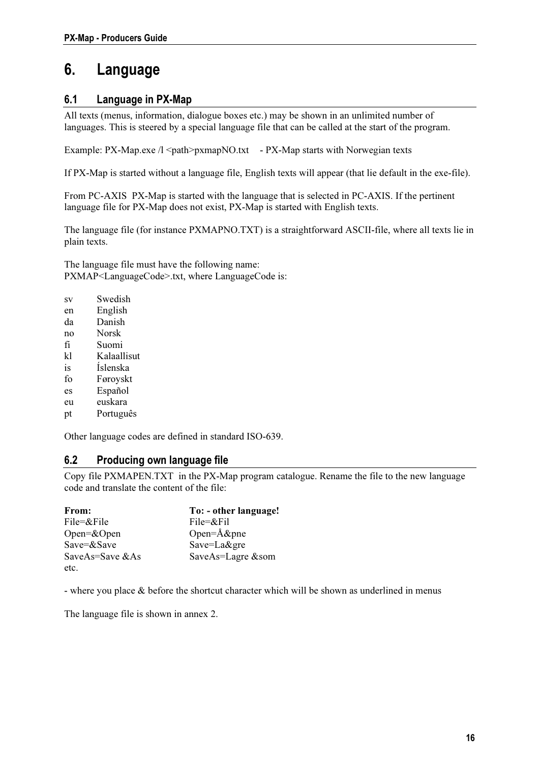# 6. Language

## 6.1 Language in PX-Map

All texts (menus, information, dialogue boxes etc.) may be shown in an unlimited number of languages. This is steered by a special language file that can be called at the start of the program.

Example: PX-Map.exe /l <path>pxmapNO.txt - PX-Map starts with Norwegian texts

If PX-Map is started without a language file, English texts will appear (that lie default in the exe-file).

From PC-AXIS PX-Map is started with the language that is selected in PC-AXIS. If the pertinent language file for PX-Map does not exist, PX-Map is started with English texts.

The language file (for instance PXMAPNO.TXT) is a straightforward ASCII-file, where all texts lie in plain texts.

The language file must have the following name:
PXMAP<LanguageCode>.txt, where LanguageCode is:

| | |
|---|---|
| sv | Swedish |
| en | English |
| da | Danish |
| no | Norsk |
| fi | Suomi |
| kl | Kalaallisut |
| is | Íslenska |
| fo | Føroyskt |
| es | Español |
| eu | euskara |
| pt | Português |

Other language codes are defined in standard ISO-639.

## 6.2 Producing own language file

Copy file PXMAPEN.TXT in the PX-Map program catalogue. Rename the file to the new language code and translate the content of the file:

| **From:** | **To: - other language!** |
|---|---|
| File=&File | File=&Fil |
| Open=&Open | Open=Å&pne |
| Save=&Save | Save=La&gre |
| SaveAs=Save &As | SaveAs=Lagre &som |
| etc. | |

- where you place & before the shortcut character which will be shown as underlined in menus

The language file is shown in annex 2.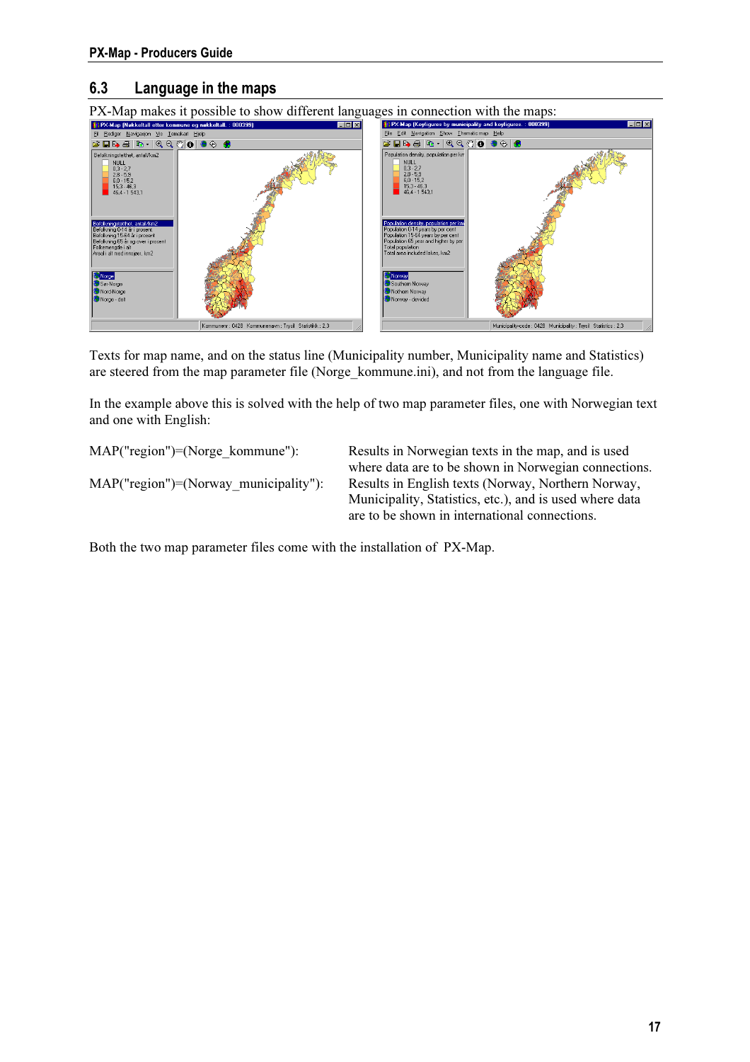## 6.3 Language in the maps

PX-Map makes it possible to show different languages in connection with the maps:

Texts for map name, and on the status line (Municipality number, Municipality name and Statistics) are steered from the map parameter file (Norge_kommune.ini), and not from the language file.

In the example above this is solved with the help of two map parameter files, one with Norwegian text and one with English:

| | |
|---|---|
| MAP("region")=(Norge_kommune"): | Results in Norwegian texts in the map, and is used where data are to be shown in Norwegian connections. |
| MAP("region")=(Norway_municipality"): | Results in English texts (Norway, Northern Norway, Municipality, Statistics, etc.), and is used where data are to be shown in international connections. |

Both the two map parameter files come with the installation of PX-Map.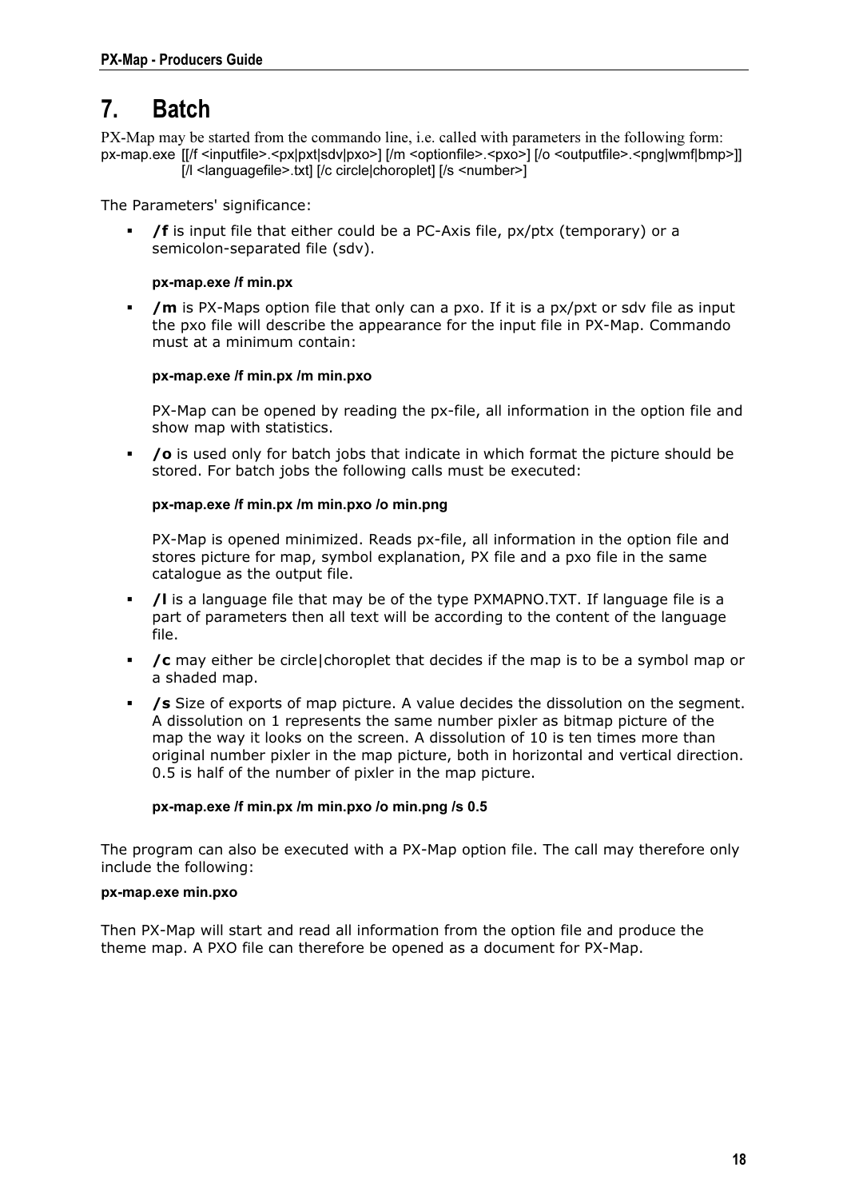# 7. Batch

PX-Map may be started from the commando line, i.e. called with parameters in the following form:
px-map.exe [[/f <inputfile>.<px|pxt|sdv|pxo>] [/m <optionfile>.<pxo>] [/o <outputfile>.<png|wmf|bmp>]] [/l <languagefile>.txt] [/c circle|choroplet] [/s <number>]

The Parameters' significance:

- **/f** is input file that either could be a PC-Axis file, px/ptx (temporary) or a semicolon-separated file (sdv).

  **px-map.exe /f min.px**

- **/m** is PX-Maps option file that only can a pxo. If it is a px/pxt or sdv file as input the pxo file will describe the appearance for the input file in PX-Map. Commando must at a minimum contain:

  **px-map.exe /f min.px /m min.pxo**

  PX-Map can be opened by reading the px-file, all information in the option file and show map with statistics.

- **/o** is used only for batch jobs that indicate in which format the picture should be stored. For batch jobs the following calls must be executed:

  **px-map.exe /f min.px /m min.pxo /o min.png**

  PX-Map is opened minimized. Reads px-file, all information in the option file and stores picture for map, symbol explanation, PX file and a pxo file in the same catalogue as the output file.

- **/l** is a language file that may be of the type PXMAPNO.TXT. If language file is a part of parameters then all text will be according to the content of the language file.

- **/c** may either be circle|choroplet that decides if the map is to be a symbol map or a shaded map.

- **/s** Size of exports of map picture. A value decides the dissolution on the segment. A dissolution on 1 represents the same number pixler as bitmap picture of the map the way it looks on the screen. A dissolution of 10 is ten times more than original number pixler in the map picture, both in horizontal and vertical direction. 0.5 is half of the number of pixler in the map picture.

  **px-map.exe /f min.px /m min.pxo /o min.png /s 0.5**

The program can also be executed with a PX-Map option file. The call may therefore only include the following:

**px-map.exe min.pxo**

Then PX-Map will start and read all information from the option file and produce the theme map. A PXO file can therefore be opened as a document for PX-Map.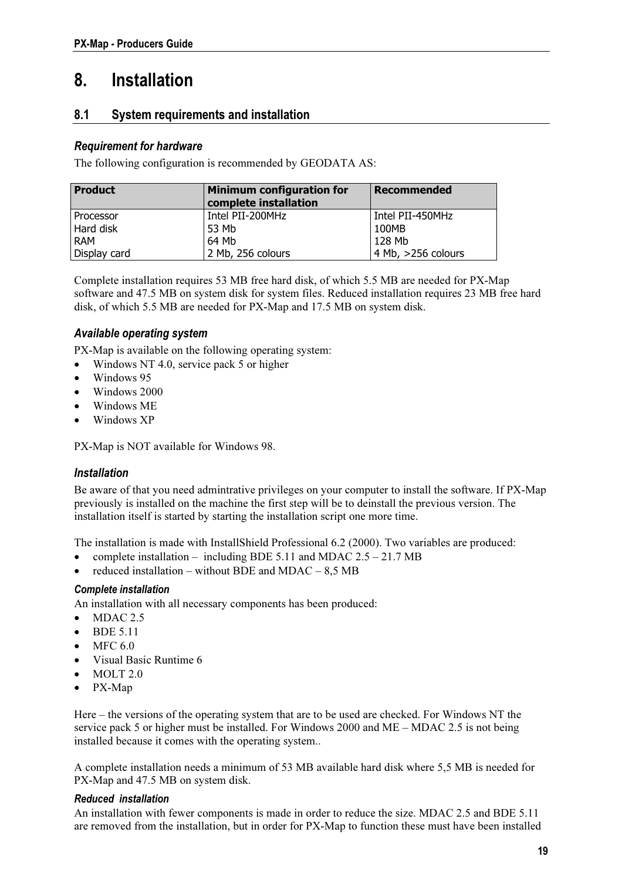# 8. Installation

## 8.1 System requirements and installation

### *Requirement for hardware*

The following configuration is recommended by GEODATA AS:

| Product | Minimum configuration for complete installation | Recommended |
|---|---|---|
| Processor | Intel PII-200MHz | Intel PII-450MHz |
| Hard disk | 53 Mb | 100MB |
| RAM | 64 Mb | 128 Mb |
| Display card | 2 Mb, 256 colours | 4 Mb, >256 colours |

Complete installation requires 53 MB free hard disk, of which 5.5 MB are needed for PX-Map software and 47.5 MB on system disk for system files. Reduced installation requires 23 MB free hard disk, of which 5.5 MB are needed for PX-Map and 17.5 MB on system disk.

### *Available operating system*

PX-Map is available on the following operating system:

- Windows NT 4.0, service pack 5 or higher
- Windows 95
- Windows 2000
- Windows ME
- Windows XP

PX-Map is NOT available for Windows 98.

### *Installation*

Be aware of that you need admintrative privileges on your computer to install the software. If PX-Map previously is installed on the machine the first step will be to deinstall the previous version. The installation itself is started by starting the installation script one more time.

The installation is made with InstallShield Professional 6.2 (2000). Two variables are produced:

- complete installation – including BDE 5.11 and MDAC 2.5 – 21.7 MB
- reduced installation – without BDE and MDAC – 8,5 MB

#### *Complete installation*

An installation with all necessary components has been produced:

- MDAC 2.5
- BDE 5.11
- MFC 6.0
- Visual Basic Runtime 6
- MOLT 2.0
- PX-Map

Here – the versions of the operating system that are to be used are checked. For Windows NT the service pack 5 or higher must be installed. For Windows 2000 and ME – MDAC 2.5 is not being installed because it comes with the operating system..

A complete installation needs a minimum of 53 MB available hard disk where 5,5 MB is needed for PX-Map and 47.5 MB on system disk.

#### *Reduced installation*

An installation with fewer components is made in order to reduce the size. MDAC 2.5 and BDE 5.11 are removed from the installation, but in order for PX-Map to function these must have been installed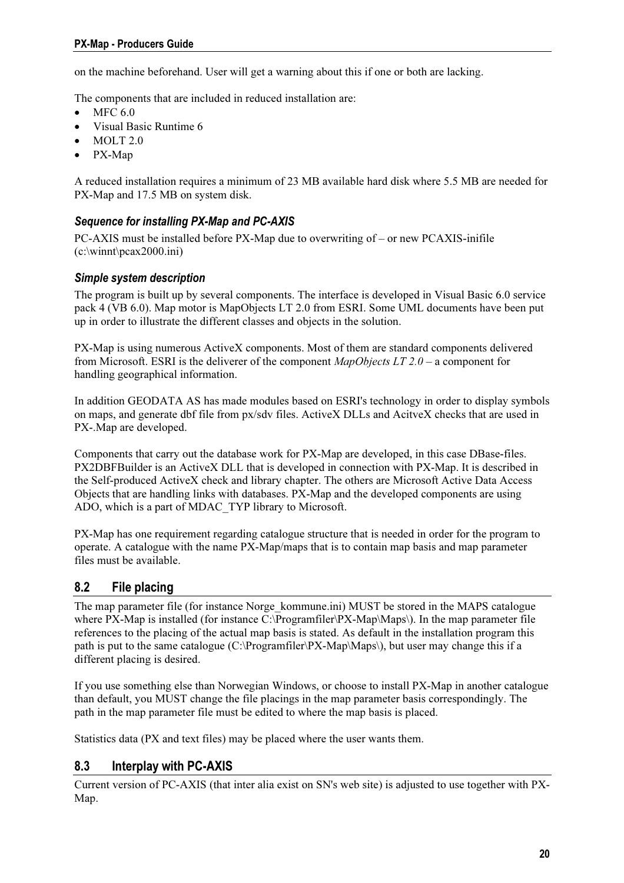on the machine beforehand. User will get a warning about this if one or both are lacking.

The components that are included in reduced installation are:

- MFC 6.0
- Visual Basic Runtime 6
- MOLT 2.0
- PX-Map

A reduced installation requires a minimum of 23 MB available hard disk where 5.5 MB are needed for PX-Map and 17.5 MB on system disk.

### *Sequence for installing PX-Map and PC-AXIS*

PC-AXIS must be installed before PX-Map due to overwriting of – or new PCAXIS-inifile (c:\winnt\pcax2000.ini)

### *Simple system description*

The program is built up by several components. The interface is developed in Visual Basic 6.0 service pack 4 (VB 6.0). Map motor is MapObjects LT 2.0 from ESRI. Some UML documents have been put up in order to illustrate the different classes and objects in the solution.

PX-Map is using numerous ActiveX components. Most of them are standard components delivered from Microsoft. ESRI is the deliverer of the component *MapObjects LT 2.0* – a component for handling geographical information.

In addition GEODATA AS has made modules based on ESRI's technology in order to display symbols on maps, and generate dbf file from px/sdv files. ActiveX DLLs and AcitveX checks that are used in PX-.Map are developed.

Components that carry out the database work for PX-Map are developed, in this case DBase-files. PX2DBFBuilder is an ActiveX DLL that is developed in connection with PX-Map. It is described in the Self-produced ActiveX check and library chapter. The others are Microsoft Active Data Access Objects that are handling links with databases. PX-Map and the developed components are using ADO, which is a part of MDAC_TYP library to Microsoft.

PX-Map has one requirement regarding catalogue structure that is needed in order for the program to operate. A catalogue with the name PX-Map/maps that is to contain map basis and map parameter files must be available.

## 8.2 File placing

The map parameter file (for instance Norge_kommune.ini) MUST be stored in the MAPS catalogue where PX-Map is installed (for instance C:\Programfiler\PX-Map\Maps\). In the map parameter file references to the placing of the actual map basis is stated. As default in the installation program this path is put to the same catalogue (C:\Programfiler\PX-Map\Maps\), but user may change this if a different placing is desired.

If you use something else than Norwegian Windows, or choose to install PX-Map in another catalogue than default, you MUST change the file placings in the map parameter basis correspondingly. The path in the map parameter file must be edited to where the map basis is placed.

Statistics data (PX and text files) may be placed where the user wants them.

## 8.3 Interplay with PC-AXIS

Current version of PC-AXIS (that inter alia exist on SN's web site) is adjusted to use together with PX-Map.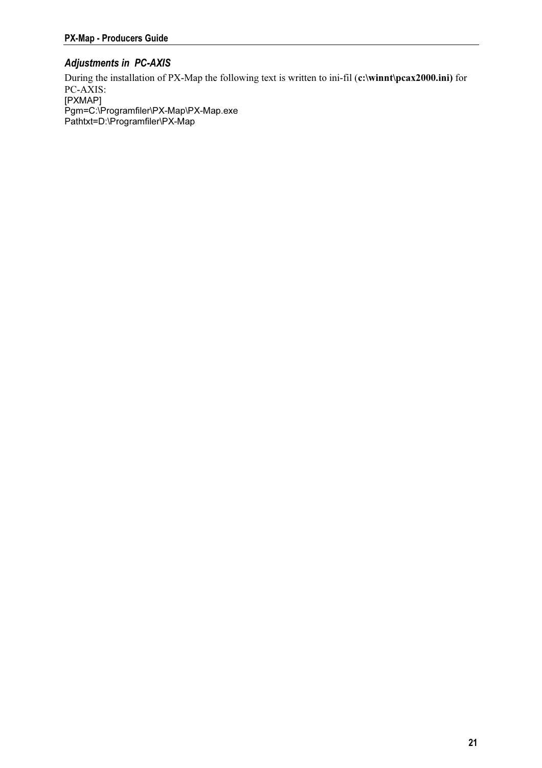### *Adjustments in  PC-AXIS*

During the installation of PX-Map the following text is written to ini-fil (**c:\winnt\pcax2000.ini)** for PC-AXIS:

```
[PXMAP]
Pgm=C:\Programfiler\PX-Map\PX-Map.exe
Pathtxt=D:\Programfiler\PX-Map
```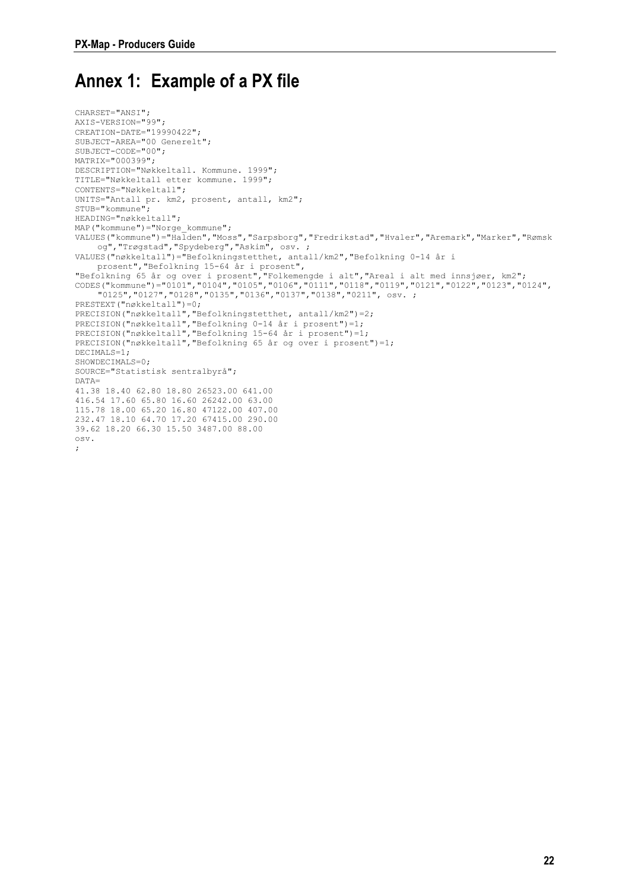# Annex 1: Example of a PX file

```
CHARSET="ANSI";
AXIS-VERSION="99";
CREATION-DATE="19990422";
SUBJECT-AREA="00 Generelt";
SUBJECT-CODE="00";
MATRIX="000399";
DESCRIPTION="Nøkkeltall. Kommune. 1999";
TITLE="Nøkkeltall etter kommune. 1999";
CONTENTS="Nøkkeltall";
UNITS="Antall pr. km2, prosent, antall, km2";
STUB="kommune";
HEADING="nøkkeltall";
MAP("kommune")="Norge_kommune";
VALUES("kommune")="Halden","Moss","Sarpsborg","Fredrikstad","Hvaler","Aremark","Marker","Rømsk
    og","Trøgstad","Spydeberg","Askim", osv. ;
VALUES("nøkkeltall")="Befolkningstetthet, antall/km2","Befolkning 0-14 år i
    prosent","Befolkning 15-64 år i prosent",
"Befolkning 65 år og over i prosent","Folkemengde i alt","Areal i alt med innsjøer, km2";
CODES("kommune")="0101","0104","0105","0106","0111","0118","0119","0121","0122","0123","0124",
    "0125","0127","0128","0135","0136","0137","0138","0211", osv. ;
PRESTEXT("nøkkeltall")=0;
PRECISION("nøkkeltall","Befolkningstetthet, antall/km2")=2;
PRECISION("nøkkeltall","Befolkning 0-14 år i prosent")=1;
PRECISION("nøkkeltall","Befolkning 15-64 år i prosent")=1;
PRECISION("nøkkeltall","Befolkning 65 år og over i prosent")=1;
DECIMALS=1;
SHOWDECIMALS=0;
SOURCE="Statistisk sentralbyrå";
DATA=
41.38 18.40 62.80 18.80 26523.00 641.00
416.54 17.60 65.80 16.60 26242.00 63.00
115.78 18.00 65.20 16.80 47122.00 407.00
232.47 18.10 64.70 17.20 67415.00 290.00
39.62 18.20 66.30 15.50 3487.00 88.00
osv.
;
```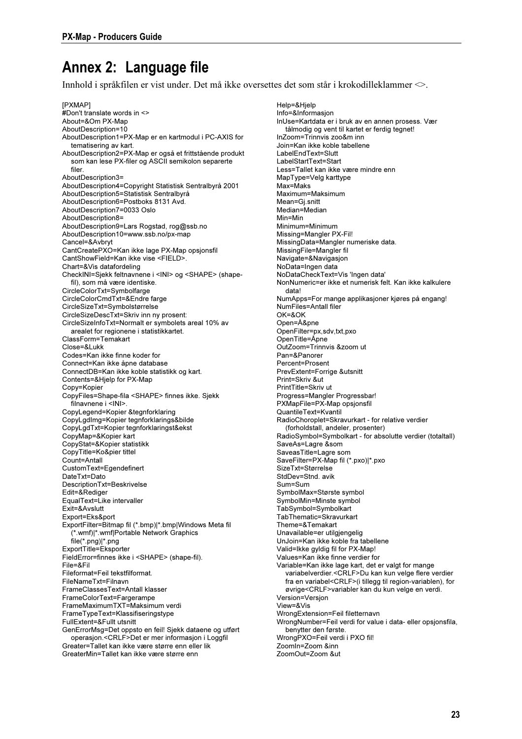# Annex 2: Language file

Innhold i språkfilen er vist under. Det må ikke oversettes det som står i krokodilleklammer <>.

```
[PXMAP]
#Don't translate words in <>
About=&Om PX-Map
AboutDescription=10
AboutDescription1=PX-Map er en kartmodul i PC-AXIS for
    tematisering av kart.
AboutDescription2=PX-Map er også et frittstående produkt
    som kan lese PX-filer og ASCII semikolon separerte
    filer.
AboutDescription3=
AboutDescription4=Copyright Statistisk Sentralbyrå 2001
AboutDescription5=Statistisk Sentralbyrå
AboutDescription6=Postboks 8131 Avd.
AboutDescription7=0033 Oslo
AboutDescription8=
AboutDescription9=Lars Rogstad, rog@ssb.no
AboutDescription10=www.ssb.no/px-map
Cancel=&Avbryt
CantCreatePXO=Kan ikke lage PX-Map opsjonsfil
CantShowField=Kan ikke vise <FIELD>.
Chart=&Vis datafordeling
CheckINI=Sjekk feltnavnene i <INI> og <SHAPE> (shape-
    fil), som må være identiske.
CircleColorTxt=Symbolfarge
CircleColorCmdTxt=&Endre farge
CircleSizeTxt=Symbolstørrelse
CircleSizeDescTxt=Skriv inn ny prosent:
CircleSizeInfoTxt=Normalt er symbolets areal 10% av
    arealet for regionene i statistikkartet.
ClassForm=Temakart
Close=&Lukk
Codes=Kan ikke finne koder for
Connect=Kan ikke åpne database
ConnectDB=Kan ikke koble statistikk og kart.
Contents=&Hjelp for PX-Map
Copy=Kopier
CopyFiles=Shape-fila <SHAPE> finnes ikke. Sjekk
    filnavnene i <INI>.
CopyLegend=Kopier &tegnforklaring
CopyLgdImg=Kopier tegnforklarings&bilde
CopyLgdTxt=Kopier tegnforklaringst&ekst
CopyMap=&Kopier kart
CopyStat=&Kopier statistikk
CopyTitle=Ko&pier tittel
Count=Antall
CustomText=Egendefinert
DateTxt=Dato
DescriptionTxt=Beskrivelse
Edit=&Rediger
EqualText=Like intervaller
Exit=&Avslutt
Export=Eks&port
ExportFilter=Bitmap fil (*.bmp)|*.bmp|Windows Meta fil
    (*.wmf)|*.wmf|Portable Network Graphics
    file(*.png)|*.png
ExportTitle=Eksporter
FieldError=finnes ikke i <SHAPE> (shape-fil).
File=&Fil
Fileformat=Feil tekstfilformat.
FileNameTxt=Filnavn
FrameClassesText=Antall klasser
FrameColorText=Fargerampe
FrameMaximumTXT=Maksimum verdi
FrameTypeText=Klassifiseringstype
FullExtent=&Fullt utsnitt
GenErrorMsg=Det oppsto en feil! Sjekk dataene og utført
    operasjon.<CRLF>Det er mer informasjon i Loggfil
Greater=Tallet kan ikke være større enn eller lik
GreaterMin=Tallet kan ikke være større enn
Help=&Hjelp
Info=&Informasjon
InUse=Kartdata er i bruk av en annen prosess. Vær
    tålmodig og vent til kartet er ferdig tegnet!
InZoom=Trinnvis zoo&m inn
Join=Kan ikke koble tabellene
LabelEndText=Slutt
LabelStartText=Start
Less=Tallet kan ikke være mindre enn
MapType=Velg karttype
Max=Maks
Maximum=Maksimum
Mean=Gj.snitt
Median=Median
Min=Min
Minimum=Minimum
Missing=Mangler PX-Fil!
MissingData=Mangler numeriske data.
MissingFile=Mangler fil
Navigate=&Navigasjon
NoData=Ingen data
NoDataCheckText=Vis 'Ingen data'
NonNumeric=er ikke et numerisk felt. Kan ikke kalkulere
    data!
NumApps=For mange applikasjoner kjøres på engang!
NumFiles=Antall filer
OK=&OK
Open=Å&pne
OpenFilter=px,sdv,txt,pxo
OpenTitle=Åpne
OutZoom=Trinnvis &zoom ut
Pan=&Panorer
Percent=Prosent
PrevExtent=Forrige &utsnitt
Print=Skriv &ut
PrintTitle=Skriv ut
Progress=Mangler Progressbar!
PXMapFile=PX-Map opsjonsfil
QuantileText=Kvantil
RadioChoroplet=Skravurkart - for relative verdier
    (forholdstall, andeler, prosenter)
RadioSymbol=Symbolkart - for absolutte verdier (totaltall)
SaveAs=Lagre &som
SaveasTitle=Lagre som
SaveFilter=PX-Map fil (*.pxo)|*.pxo
SizeTxt=Størrelse
StdDev=Stnd. avik
Sum=Sum
SymbolMax=Største symbol
SymbolMin=Minste symbol
TabSymbol=Symbolkart
TabThematic=Skravurkart
Theme=&Temakart
Unavailable=er utilgjengelig
UnJoin=Kan ikke koble fra tabellene
Valid=Ikke gyldig fil for PX-Map!
Values=Kan ikke finne verdier for
Variable=Kan ikke lage kart, det er valgt for mange
    variabelverdier.<CRLF>Du kan kun velge flere verdier
    fra en variabel<CRLF>(i tillegg til region-variablen), for
    øvrige<CRLF>variabler kan du kun velge en verdi.
Version=Versjon
View=&Vis
WrongExtension=Feil filetternavn
WrongNumber=Feil verdi for value i data- eller opsjonsfila,
    benytter den første.
WrongPXO=Feil verdi i PXO fil!
ZoomIn=Zoom &inn
ZoomOut=Zoom &ut
```